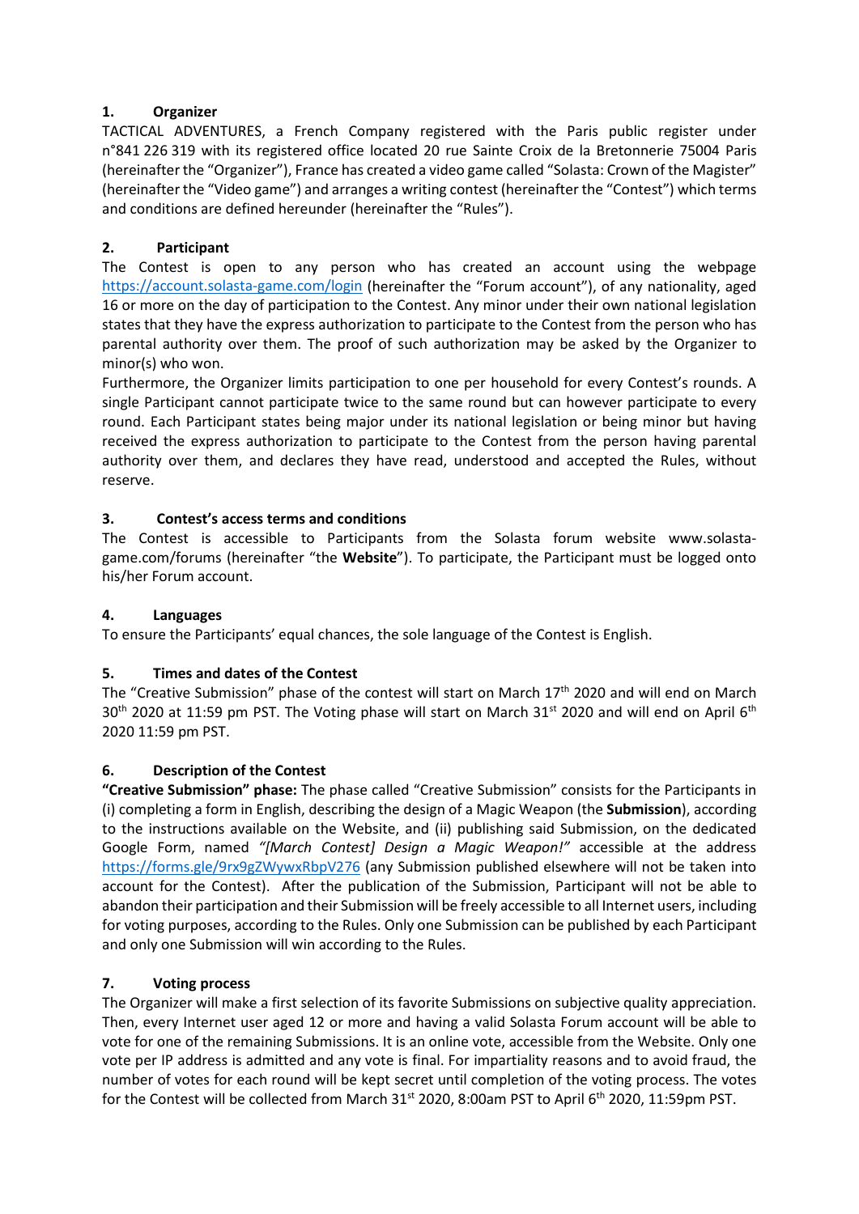## 1. Organizer

TACTICAL ADVENTURES, a French Company registered with the Paris public register under n°841 226 319 with its registered office located 20 rue Sainte Croix de la Bretonnerie 75004 Paris (hereinafter the "Organizer"), France has created a video game called "Solasta: Crown of the Magister" (hereinafter the "Video game") and arranges a writing contest (hereinafter the "Contest") which terms and conditions are defined hereunder (hereinafter the "Rules").

## 2. Participant

The Contest is open to any person who has created an account using the webpage https://account.solasta-game.com/login (hereinafter the "Forum account"), of any nationality, aged 16 or more on the day of participation to the Contest. Any minor under their own national legislation states that they have the express authorization to participate to the Contest from the person who has parental authority over them. The proof of such authorization may be asked by the Organizer to minor(s) who won.

Furthermore, the Organizer limits participation to one per household for every Contest's rounds. A single Participant cannot participate twice to the same round but can however participate to every round. Each Participant states being major under its national legislation or being minor but having received the express authorization to participate to the Contest from the person having parental authority over them, and declares they have read, understood and accepted the Rules, without reserve.

## 3. Contest's access terms and conditions

The Contest is accessible to Participants from the Solasta forum website www.solasta-game.com/forums (hereinafter "the **Website**"). To participate, the Participant must be logged onto his/her Forum account.

## 4. Languages

To ensure the Participants' equal chances, the sole language of the Contest is English.

## 5. Times and dates of the Contest

The "Creative Submission" phase of the contest will start on March 17th 2020 and will end on March 30th 2020 at 11:59 pm PST. The Voting phase will start on March 31st 2020 and will end on April 6th 2020 11:59 pm PST.

## 6. Description of the Contest

**"Creative Submission" phase:** The phase called "Creative Submission" consists for the Participants in (i) completing a form in English, describing the design of a Magic Weapon (the **Submission**), according to the instructions available on the Website, and (ii) publishing said Submission, on the dedicated Google Form, named *"[March Contest] Design a Magic Weapon!"* accessible at the address https://forms.gle/9rx9gZWywxRbpV276 (any Submission published elsewhere will not be taken into account for the Contest). After the publication of the Submission, Participant will not be able to abandon their participation and their Submission will be freely accessible to all Internet users, including for voting purposes, according to the Rules. Only one Submission can be published by each Participant and only one Submission will win according to the Rules.

## 7. Voting process

The Organizer will make a first selection of its favorite Submissions on subjective quality appreciation. Then, every Internet user aged 12 or more and having a valid Solasta Forum account will be able to vote for one of the remaining Submissions. It is an online vote, accessible from the Website. Only one vote per IP address is admitted and any vote is final. For impartiality reasons and to avoid fraud, the number of votes for each round will be kept secret until completion of the voting process. The votes for the Contest will be collected from March 31st 2020, 8:00am PST to April 6th 2020, 11:59pm PST.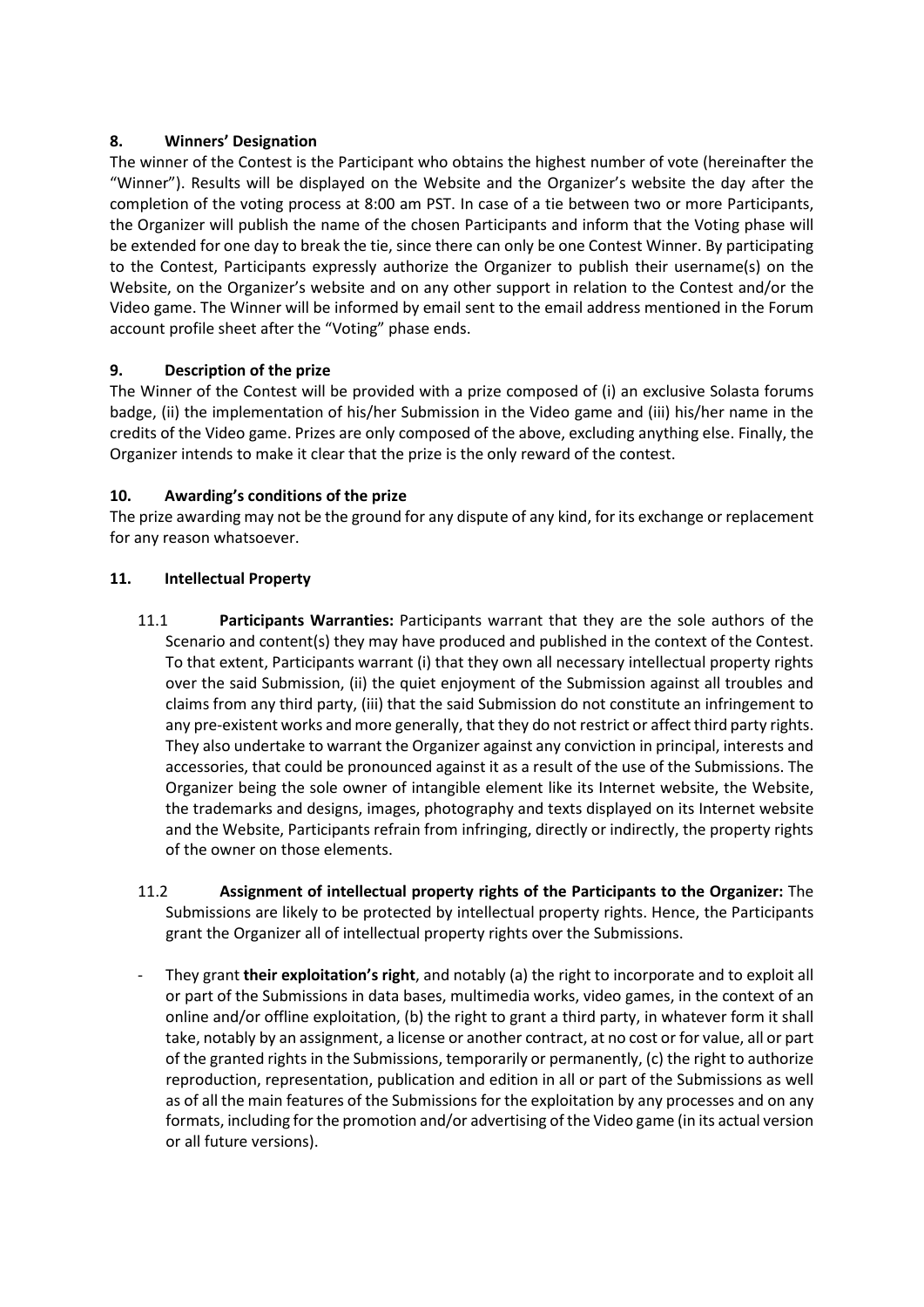## 8. Winners' Designation

The winner of the Contest is the Participant who obtains the highest number of vote (hereinafter the "Winner"). Results will be displayed on the Website and the Organizer's website the day after the completion of the voting process at 8:00 am PST. In case of a tie between two or more Participants, the Organizer will publish the name of the chosen Participants and inform that the Voting phase will be extended for one day to break the tie, since there can only be one Contest Winner. By participating to the Contest, Participants expressly authorize the Organizer to publish their username(s) on the Website, on the Organizer's website and on any other support in relation to the Contest and/or the Video game. The Winner will be informed by email sent to the email address mentioned in the Forum account profile sheet after the "Voting" phase ends.

## 9. Description of the prize

The Winner of the Contest will be provided with a prize composed of (i) an exclusive Solasta forums badge, (ii) the implementation of his/her Submission in the Video game and (iii) his/her name in the credits of the Video game. Prizes are only composed of the above, excluding anything else. Finally, the Organizer intends to make it clear that the prize is the only reward of the contest.

## 10. Awarding's conditions of the prize

The prize awarding may not be the ground for any dispute of any kind, for its exchange or replacement for any reason whatsoever.

## 11. Intellectual Property

11.1 **Participants Warranties:** Participants warrant that they are the sole authors of the Scenario and content(s) they may have produced and published in the context of the Contest. To that extent, Participants warrant (i) that they own all necessary intellectual property rights over the said Submission, (ii) the quiet enjoyment of the Submission against all troubles and claims from any third party, (iii) that the said Submission do not constitute an infringement to any pre-existent works and more generally, that they do not restrict or affect third party rights. They also undertake to warrant the Organizer against any conviction in principal, interests and accessories, that could be pronounced against it as a result of the use of the Submissions. The Organizer being the sole owner of intangible element like its Internet website, the Website, the trademarks and designs, images, photography and texts displayed on its Internet website and the Website, Participants refrain from infringing, directly or indirectly, the property rights of the owner on those elements.

11.2 **Assignment of intellectual property rights of the Participants to the Organizer:** The Submissions are likely to be protected by intellectual property rights. Hence, the Participants grant the Organizer all of intellectual property rights over the Submissions.

- They grant **their exploitation's right**, and notably (a) the right to incorporate and to exploit all or part of the Submissions in data bases, multimedia works, video games, in the context of an online and/or offline exploitation, (b) the right to grant a third party, in whatever form it shall take, notably by an assignment, a license or another contract, at no cost or for value, all or part of the granted rights in the Submissions, temporarily or permanently, (c) the right to authorize reproduction, representation, publication and edition in all or part of the Submissions as well as of all the main features of the Submissions for the exploitation by any processes and on any formats, including for the promotion and/or advertising of the Video game (in its actual version or all future versions).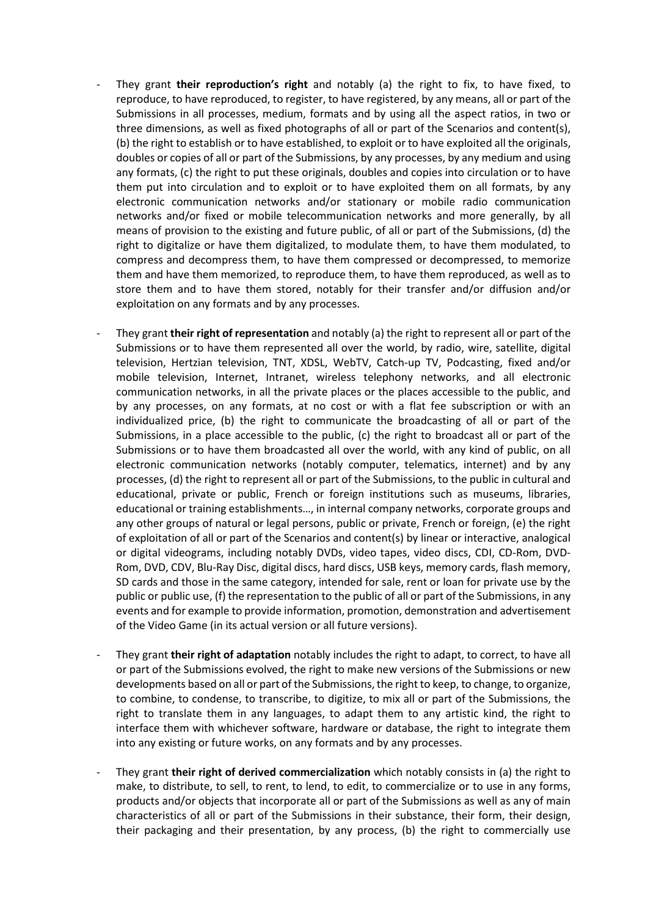- They grant **their reproduction's right** and notably (a) the right to fix, to have fixed, to reproduce, to have reproduced, to register, to have registered, by any means, all or part of the Submissions in all processes, medium, formats and by using all the aspect ratios, in two or three dimensions, as well as fixed photographs of all or part of the Scenarios and content(s), (b) the right to establish or to have established, to exploit or to have exploited all the originals, doubles or copies of all or part of the Submissions, by any processes, by any medium and using any formats, (c) the right to put these originals, doubles and copies into circulation or to have them put into circulation and to exploit or to have exploited them on all formats, by any electronic communication networks and/or stationary or mobile radio communication networks and/or fixed or mobile telecommunication networks and more generally, by all means of provision to the existing and future public, of all or part of the Submissions, (d) the right to digitalize or have them digitalized, to modulate them, to have them modulated, to compress and decompress them, to have them compressed or decompressed, to memorize them and have them memorized, to reproduce them, to have them reproduced, as well as to store them and to have them stored, notably for their transfer and/or diffusion and/or exploitation on any formats and by any processes.

- They grant **their right of representation** and notably (a) the right to represent all or part of the Submissions or to have them represented all over the world, by radio, wire, satellite, digital television, Hertzian television, TNT, XDSL, WebTV, Catch-up TV, Podcasting, fixed and/or mobile television, Internet, Intranet, wireless telephony networks, and all electronic communication networks, in all the private places or the places accessible to the public, and by any processes, on any formats, at no cost or with a flat fee subscription or with an individualized price, (b) the right to communicate the broadcasting of all or part of the Submissions, in a place accessible to the public, (c) the right to broadcast all or part of the Submissions or to have them broadcasted all over the world, with any kind of public, on all electronic communication networks (notably computer, telematics, internet) and by any processes, (d) the right to represent all or part of the Submissions, to the public in cultural and educational, private or public, French or foreign institutions such as museums, libraries, educational or training establishments…, in internal company networks, corporate groups and any other groups of natural or legal persons, public or private, French or foreign, (e) the right of exploitation of all or part of the Scenarios and content(s) by linear or interactive, analogical or digital videograms, including notably DVDs, video tapes, video discs, CDI, CD-Rom, DVD-Rom, DVD, CDV, Blu-Ray Disc, digital discs, hard discs, USB keys, memory cards, flash memory, SD cards and those in the same category, intended for sale, rent or loan for private use by the public or public use, (f) the representation to the public of all or part of the Submissions, in any events and for example to provide information, promotion, demonstration and advertisement of the Video Game (in its actual version or all future versions).

- They grant **their right of adaptation** notably includes the right to adapt, to correct, to have all or part of the Submissions evolved, the right to make new versions of the Submissions or new developments based on all or part of the Submissions, the right to keep, to change, to organize, to combine, to condense, to transcribe, to digitize, to mix all or part of the Submissions, the right to translate them in any languages, to adapt them to any artistic kind, the right to interface them with whichever software, hardware or database, the right to integrate them into any existing or future works, on any formats and by any processes.

- They grant **their right of derived commercialization** which notably consists in (a) the right to make, to distribute, to sell, to rent, to lend, to edit, to commercialize or to use in any forms, products and/or objects that incorporate all or part of the Submissions as well as any of main characteristics of all or part of the Submissions in their substance, their form, their design, their packaging and their presentation, by any process, (b) the right to commercially use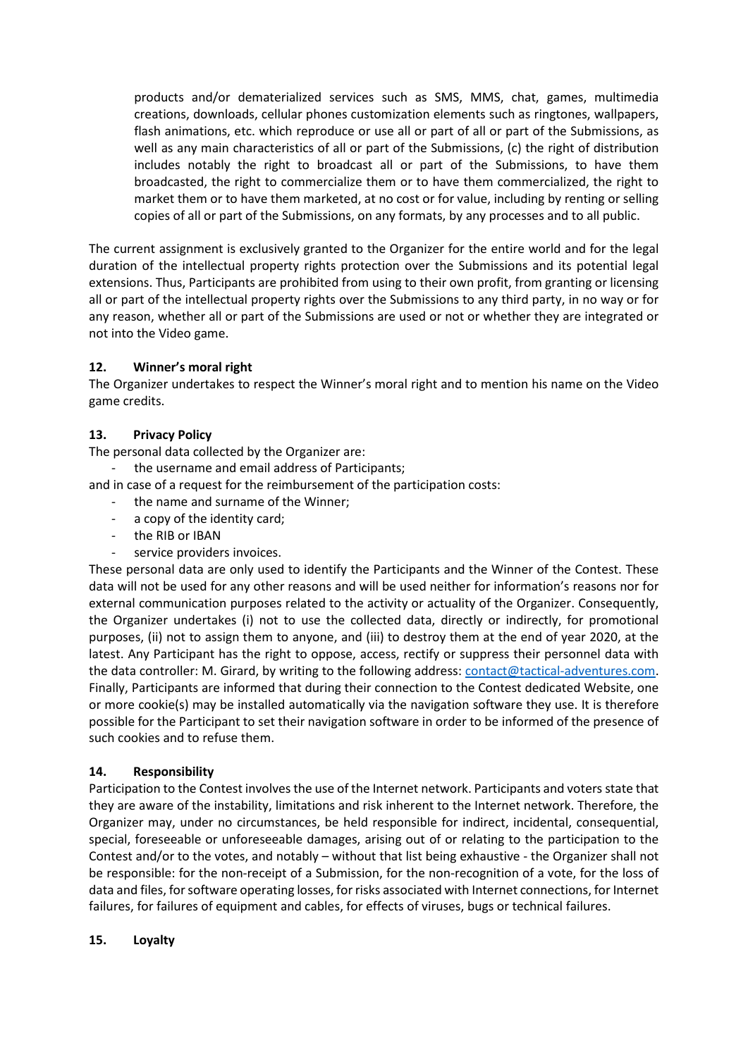products and/or dematerialized services such as SMS, MMS, chat, games, multimedia creations, downloads, cellular phones customization elements such as ringtones, wallpapers, flash animations, etc. which reproduce or use all or part of all or part of the Submissions, as well as any main characteristics of all or part of the Submissions, (c) the right of distribution includes notably the right to broadcast all or part of the Submissions, to have them broadcasted, the right to commercialize them or to have them commercialized, the right to market them or to have them marketed, at no cost or for value, including by renting or selling copies of all or part of the Submissions, on any formats, by any processes and to all public.

The current assignment is exclusively granted to the Organizer for the entire world and for the legal duration of the intellectual property rights protection over the Submissions and its potential legal extensions. Thus, Participants are prohibited from using to their own profit, from granting or licensing all or part of the intellectual property rights over the Submissions to any third party, in no way or for any reason, whether all or part of the Submissions are used or not or whether they are integrated or not into the Video game.

### 12. Winner's moral right

The Organizer undertakes to respect the Winner's moral right and to mention his name on the Video game credits.

### 13. Privacy Policy

The personal data collected by the Organizer are:

- the username and email address of Participants;

and in case of a request for the reimbursement of the participation costs:

- the name and surname of the Winner;
- a copy of the identity card;
- the RIB or IBAN
- service providers invoices.

These personal data are only used to identify the Participants and the Winner of the Contest. These data will not be used for any other reasons and will be used neither for information's reasons nor for external communication purposes related to the activity or actuality of the Organizer. Consequently, the Organizer undertakes (i) not to use the collected data, directly or indirectly, for promotional purposes, (ii) not to assign them to anyone, and (iii) to destroy them at the end of year 2020, at the latest. Any Participant has the right to oppose, access, rectify or suppress their personnel data with the data controller: M. Girard, by writing to the following address: contact@tactical-adventures.com. Finally, Participants are informed that during their connection to the Contest dedicated Website, one or more cookie(s) may be installed automatically via the navigation software they use. It is therefore possible for the Participant to set their navigation software in order to be informed of the presence of such cookies and to refuse them.

### 14. Responsibility

Participation to the Contest involves the use of the Internet network. Participants and voters state that they are aware of the instability, limitations and risk inherent to the Internet network. Therefore, the Organizer may, under no circumstances, be held responsible for indirect, incidental, consequential, special, foreseeable or unforeseeable damages, arising out of or relating to the participation to the Contest and/or to the votes, and notably – without that list being exhaustive - the Organizer shall not be responsible: for the non-receipt of a Submission, for the non-recognition of a vote, for the loss of data and files, for software operating losses, for risks associated with Internet connections, for Internet failures, for failures of equipment and cables, for effects of viruses, bugs or technical failures.

### 15. Loyalty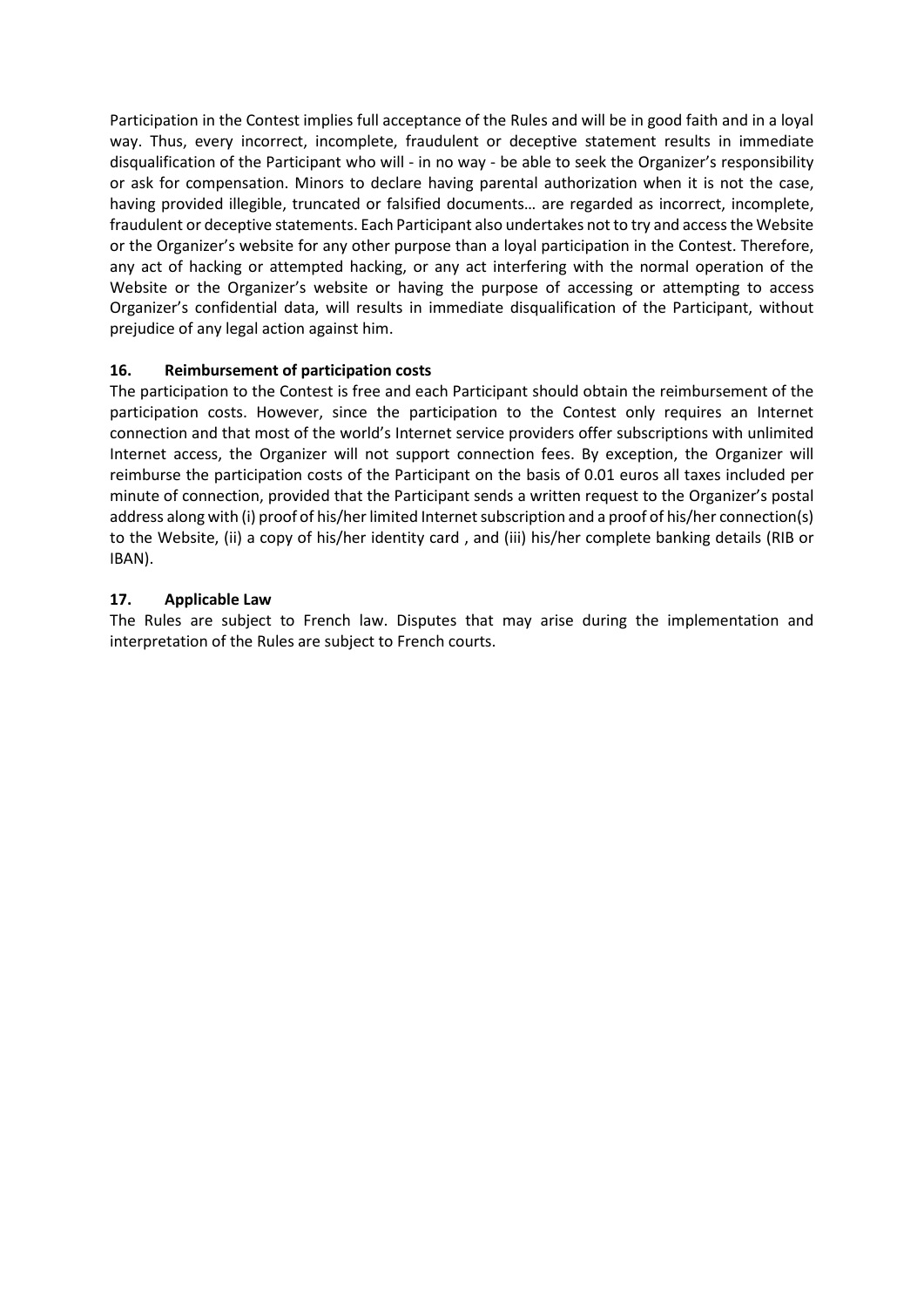Participation in the Contest implies full acceptance of the Rules and will be in good faith and in a loyal way. Thus, every incorrect, incomplete, fraudulent or deceptive statement results in immediate disqualification of the Participant who will - in no way - be able to seek the Organizer's responsibility or ask for compensation. Minors to declare having parental authorization when it is not the case, having provided illegible, truncated or falsified documents… are regarded as incorrect, incomplete, fraudulent or deceptive statements. Each Participant also undertakes not to try and access the Website or the Organizer's website for any other purpose than a loyal participation in the Contest. Therefore, any act of hacking or attempted hacking, or any act interfering with the normal operation of the Website or the Organizer's website or having the purpose of accessing or attempting to access Organizer's confidential data, will results in immediate disqualification of the Participant, without prejudice of any legal action against him.

## 16. Reimbursement of participation costs

The participation to the Contest is free and each Participant should obtain the reimbursement of the participation costs. However, since the participation to the Contest only requires an Internet connection and that most of the world's Internet service providers offer subscriptions with unlimited Internet access, the Organizer will not support connection fees. By exception, the Organizer will reimburse the participation costs of the Participant on the basis of 0.01 euros all taxes included per minute of connection, provided that the Participant sends a written request to the Organizer's postal address along with (i) proof of his/her limited Internet subscription and a proof of his/her connection(s) to the Website, (ii) a copy of his/her identity card , and (iii) his/her complete banking details (RIB or IBAN).

## 17. Applicable Law

The Rules are subject to French law. Disputes that may arise during the implementation and interpretation of the Rules are subject to French courts.